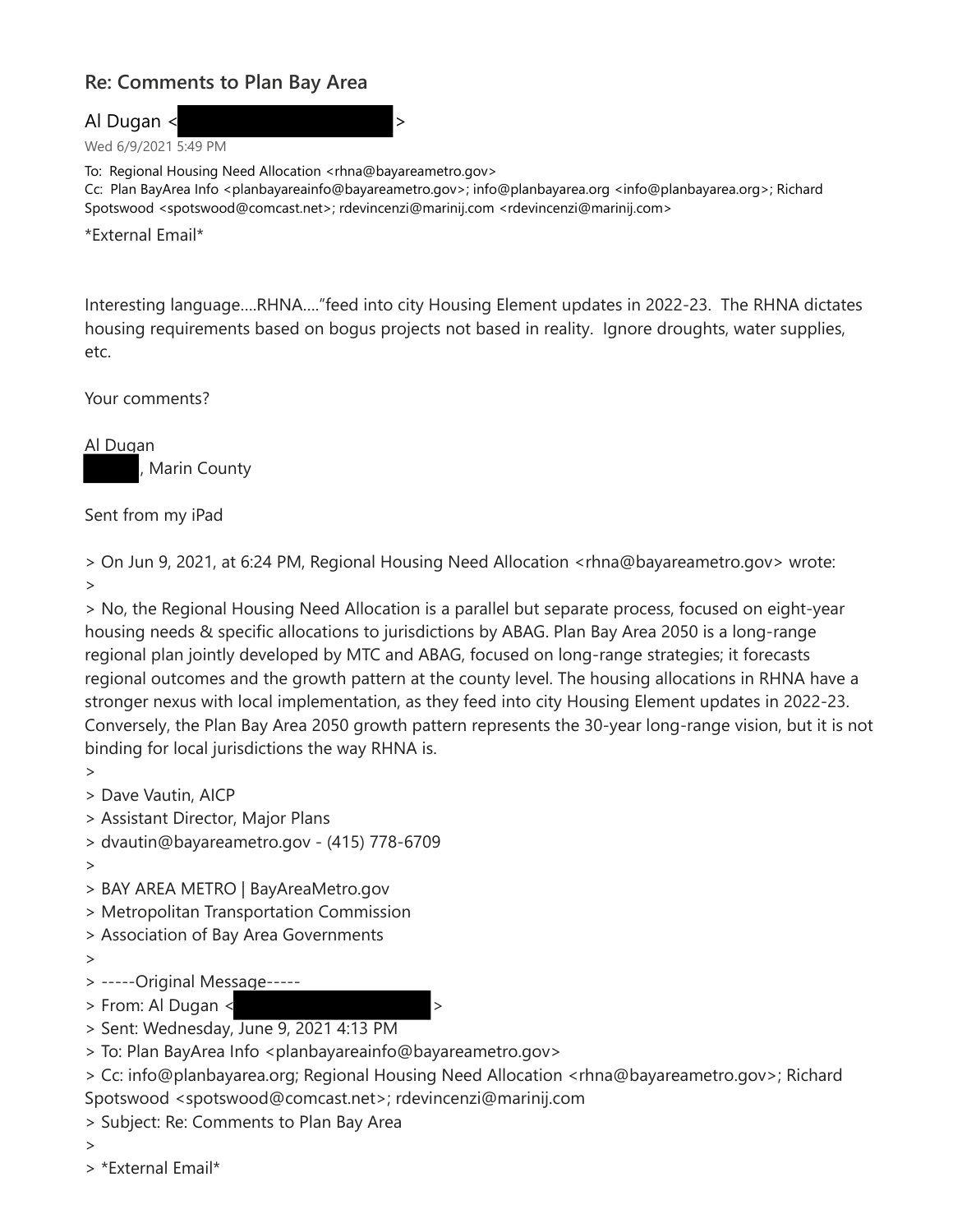## Re: Comments to Plan Bay Area

Al Dugan <                              >

Wed 6/9/2021 5:49 PM

To: Regional Housing Need Allocation <rhna@bayareametro.gov>
Cc: Plan BayArea Info <planbayareainfo@bayareametro.gov>; info@planbayarea.org <info@planbayarea.org>; Richard Spotswood <spotswood@comcast.net>; rdevincenzi@marinij.com <rdevincenzi@marinij.com>

*External Email*

Interesting language....RHNA....”feed into city Housing Element updates in 2022-23. The RHNA dictates housing requirements based on bogus projects not based in reality. Ignore droughts, water supplies, etc.

Your comments?

Al Dugan
, Marin County

Sent from my iPad

> On Jun 9, 2021, at 6:24 PM, Regional Housing Need Allocation <rhna@bayareametro.gov> wrote:
>
> No, the Regional Housing Need Allocation is a parallel but separate process, focused on eight-year housing needs & specific allocations to jurisdictions by ABAG. Plan Bay Area 2050 is a long-range regional plan jointly developed by MTC and ABAG, focused on long-range strategies; it forecasts regional outcomes and the growth pattern at the county level. The housing allocations in RHNA have a stronger nexus with local implementation, as they feed into city Housing Element updates in 2022-23. Conversely, the Plan Bay Area 2050 growth pattern represents the 30-year long-range vision, but it is not binding for local jurisdictions the way RHNA is.
>
> Dave Vautin, AICP
> Assistant Director, Major Plans
> dvautin@bayareametro.gov - (415) 778-6709
>
> BAY AREA METRO | BayAreaMetro.gov
> Metropolitan Transportation Commission
> Association of Bay Area Governments
>
> -----Original Message-----
> From: Al Dugan <                              >
> Sent: Wednesday, June 9, 2021 4:13 PM
> To: Plan BayArea Info <planbayareainfo@bayareametro.gov>
> Cc: info@planbayarea.org; Regional Housing Need Allocation <rhna@bayareametro.gov>; Richard Spotswood <spotswood@comcast.net>; rdevincenzi@marinij.com
> Subject: Re: Comments to Plan Bay Area
>
> *External Email*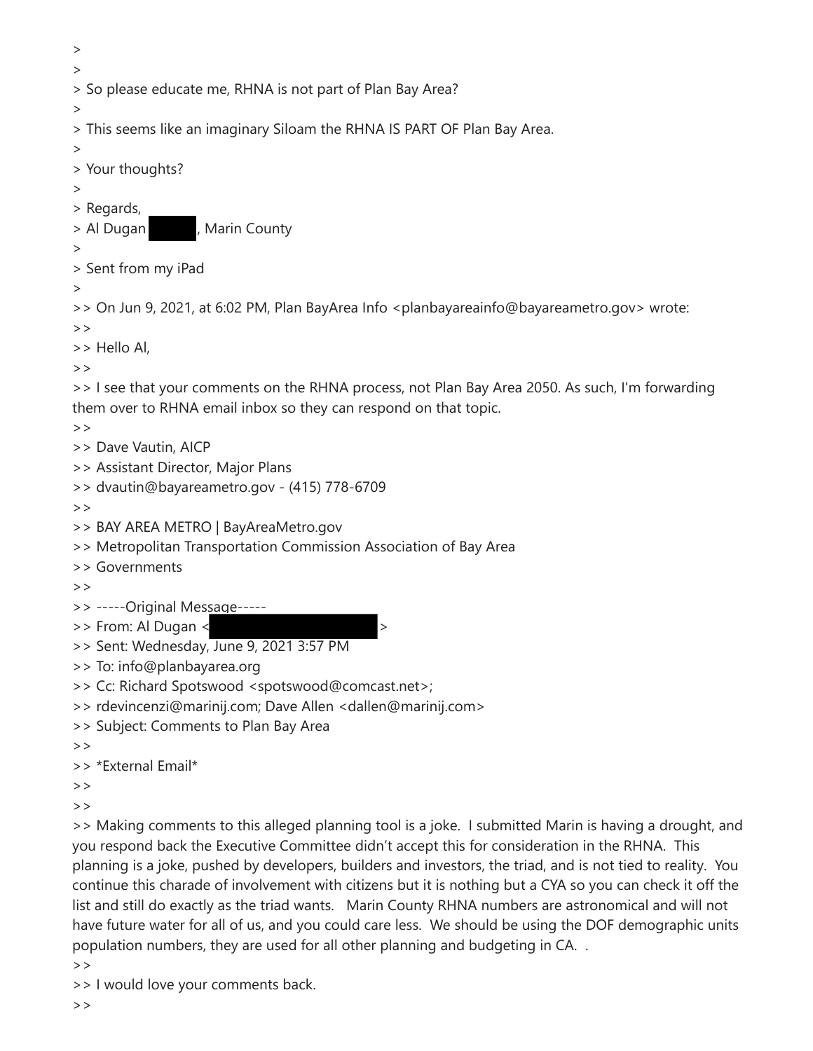>
>
> So please educate me, RHNA is not part of Plan Bay Area?
>
> This seems like an imaginary Siloam the RHNA IS PART OF Plan Bay Area.
>
> Your thoughts?
>
> Regards,
> Al Dugan ████, Marin County
>
> Sent from my iPad
>
>> On Jun 9, 2021, at 6:02 PM, Plan BayArea Info <planbayareainfo@bayareametro.gov> wrote:
>>
>> Hello Al,
>>
>> I see that your comments on the RHNA process, not Plan Bay Area 2050. As such, I'm forwarding them over to RHNA email inbox so they can respond on that topic.
>>
>> Dave Vautin, AICP
>> Assistant Director, Major Plans
>> dvautin@bayareametro.gov - (415) 778-6709
>>
>> BAY AREA METRO | BayAreaMetro.gov
>> Metropolitan Transportation Commission Association of Bay Area
>> Governments
>>
>> -----Original Message-----
>> From: Al Dugan <████>
>> Sent: Wednesday, June 9, 2021 3:57 PM
>> To: info@planbayarea.org
>> Cc: Richard Spotswood <spotswood@comcast.net>;
>> rdevincenzi@marinij.com; Dave Allen <dallen@marinij.com>
>> Subject: Comments to Plan Bay Area
>>
>> *External Email*
>>
>>
>> Making comments to this alleged planning tool is a joke. I submitted Marin is having a drought, and you respond back the Executive Committee didn't accept this for consideration in the RHNA. This planning is a joke, pushed by developers, builders and investors, the triad, and is not tied to reality. You continue this charade of involvement with citizens but it is nothing but a CYA so you can check it off the list and still do exactly as the triad wants. Marin County RHNA numbers are astronomical and will not have future water for all of us, and you could care less. We should be using the DOF demographic units population numbers, they are used for all other planning and budgeting in CA. .
>>
>> I would love your comments back.
>>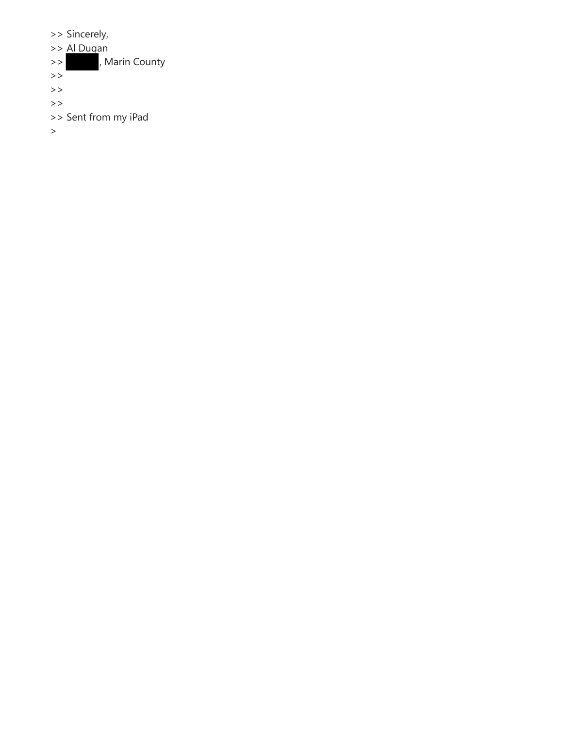>> Sincerely,
>> Al Dugan
>> ██████, Marin County
>>
>>
>>
>> Sent from my iPad
>